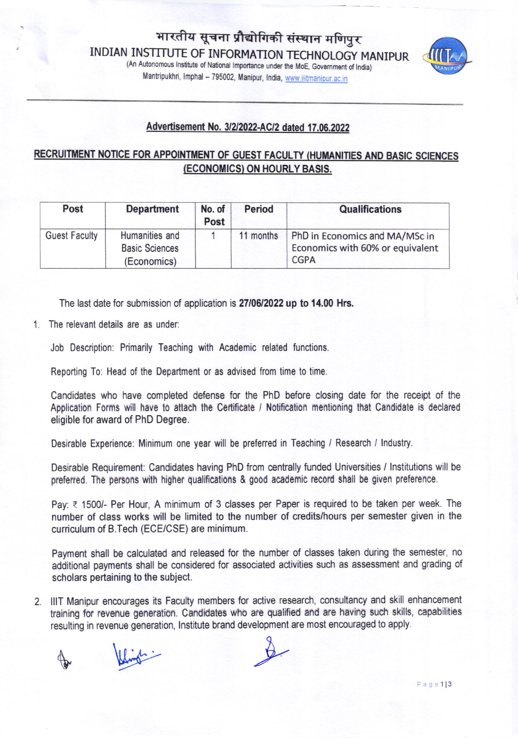# भारतीय सूचना प्रौद्योगिकी संस्थान मणिपुर

# INDIAN INSTITUTE OF INFORMATION TECHNOLOGY MANIPUR

(An Autonomous Institute of National Importance under the MoE, Government of India)

Mantripukhri, Imphal – 795002, Manipur, India, www.iiitmanipur.ac.in

**Advertisement No. 3/2/2022-AC/2 dated 17.06.2022**

## RECRUITMENT NOTICE FOR APPOINTMENT OF GUEST FACULTY (HUMANITIES AND BASIC SCIENCES (ECONOMICS) ON HOURLY BASIS.

| Post | Department | No. of Post | Period | Qualifications |
|---|---|---|---|---|
| Guest Faculty | Humanities and Basic Sciences (Economics) | 1 | 11 months | PhD in Economics and MA/MSc in Economics with 60% or equivalent CGPA |

The last date for submission of application is **27/06/2022 up to 14.00 Hrs.**

1. The relevant details are as under:

   Job Description: Primarily Teaching with Academic related functions.

   Reporting To: Head of the Department or as advised from time to time.

   Candidates who have completed defense for the PhD before closing date for the receipt of the Application Forms will have to attach the Certificate / Notification mentioning that Candidate is declared eligible for award of PhD Degree.

   Desirable Experience: Minimum one year will be preferred in Teaching / Research / Industry.

   Desirable Requirement: Candidates having PhD from centrally funded Universities / Institutions will be preferred. The persons with higher qualifications & good academic record shall be given preference.

   Pay: ₹ 1500/- Per Hour, A minimum of 3 classes per Paper is required to be taken per week. The number of class works will be limited to the number of credits/hours per semester given in the curriculum of B.Tech (ECE/CSE) are minimum.

   Payment shall be calculated and released for the number of classes taken during the semester, no additional payments shall be considered for associated activities such as assessment and grading of scholars pertaining to the subject.

2. IIIT Manipur encourages its Faculty members for active research, consultancy and skill enhancement training for revenue generation. Candidates who are qualified and are having such skills, capabilities resulting in revenue generation, Institute brand development are most encouraged to apply.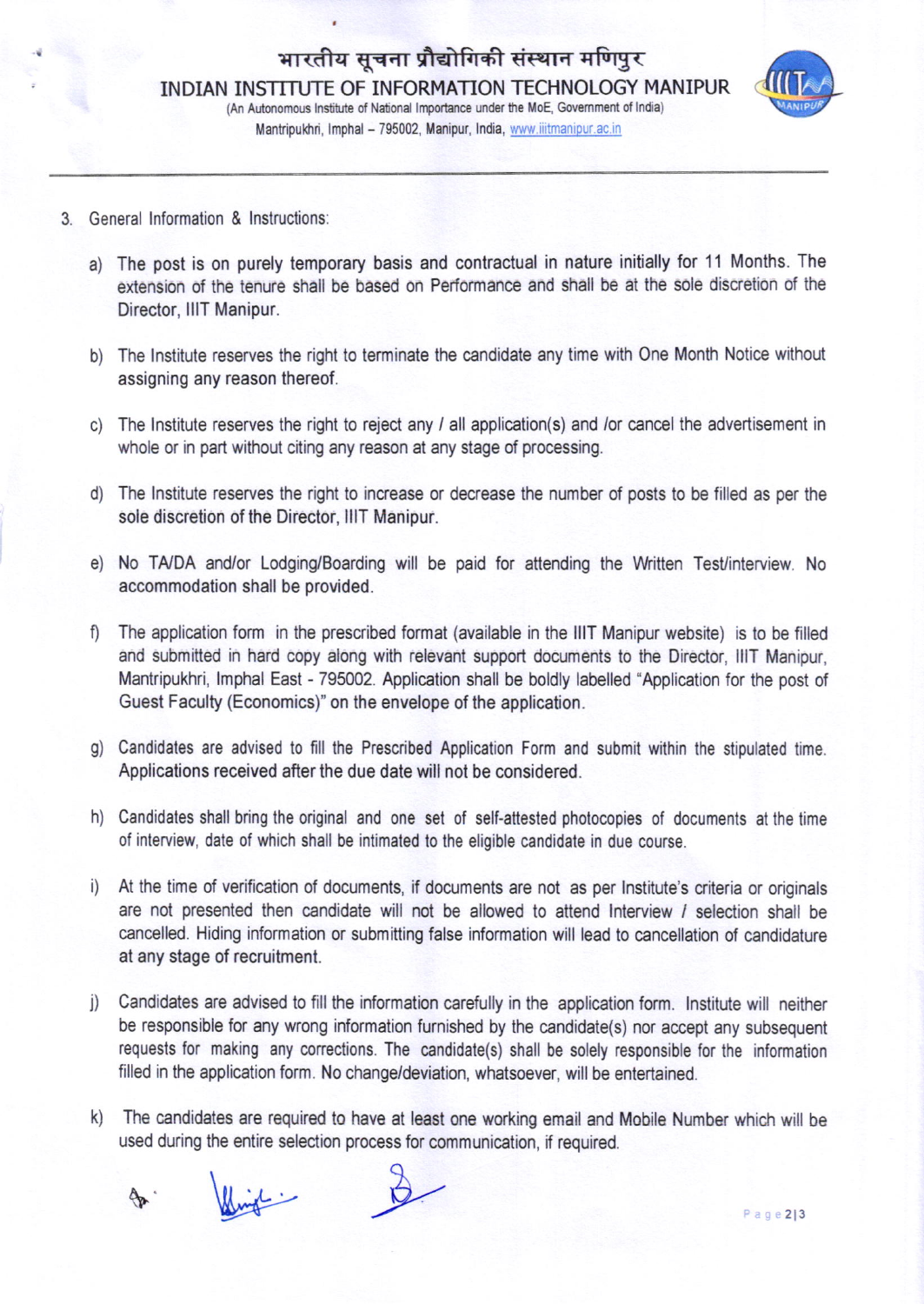# भारतीय सूचना प्रौद्योगिकी संस्थान मणिपुर

# INDIAN INSTITUTE OF INFORMATION TECHNOLOGY MANIPUR

(An Autonomous Institute of National Importance under the MoE, Government of India)

Mantripukhri, Imphal – 795002, Manipur, India, www.iiitmanipur.ac.in

3. General Information & Instructions:

   a) The post is on purely temporary basis and contractual in nature initially for 11 Months. The extension of the tenure shall be based on Performance and shall be at the sole discretion of the Director, IIIT Manipur.

   b) The Institute reserves the right to terminate the candidate any time with One Month Notice without assigning any reason thereof.

   c) The Institute reserves the right to reject any / all application(s) and /or cancel the advertisement in whole or in part without citing any reason at any stage of processing.

   d) The Institute reserves the right to increase or decrease the number of posts to be filled as per the sole discretion of the Director, IIIT Manipur.

   e) No TA/DA and/or Lodging/Boarding will be paid for attending the Written Test/interview. No accommodation shall be provided.

   f) The application form in the prescribed format (available in the IIIT Manipur website) is to be filled and submitted in hard copy along with relevant support documents to the Director, IIIT Manipur, Mantripukhri, Imphal East - 795002. Application shall be boldly labelled "Application for the post of Guest Faculty (Economics)" on the envelope of the application.

   g) Candidates are advised to fill the Prescribed Application Form and submit within the stipulated time. Applications received after the due date will not be considered.

   h) Candidates shall bring the original and one set of self-attested photocopies of documents at the time of interview, date of which shall be intimated to the eligible candidate in due course.

   i) At the time of verification of documents, if documents are not as per Institute's criteria or originals are not presented then candidate will not be allowed to attend Interview / selection shall be cancelled. Hiding information or submitting false information will lead to cancellation of candidature at any stage of recruitment.

   j) Candidates are advised to fill the information carefully in the application form. Institute will neither be responsible for any wrong information furnished by the candidate(s) nor accept any subsequent requests for making any corrections. The candidate(s) shall be solely responsible for the information filled in the application form. No change/deviation, whatsoever, will be entertained.

   k) The candidates are required to have at least one working email and Mobile Number which will be used during the entire selection process for communication, if required.